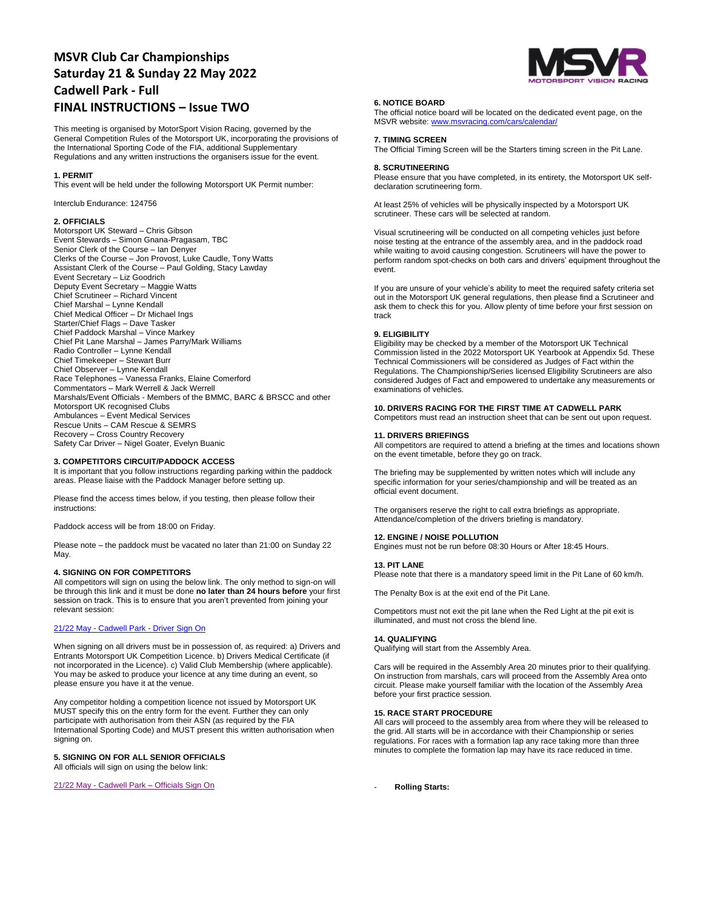# MSVR Club Car Championships
# Saturday 21 & Sunday 22 May 2022
# Cadwell Park - Full
# FINAL INSTRUCTIONS – Issue TWO

This meeting is organised by MotorSport Vision Racing, governed by the General Competition Rules of the Motorsport UK, incorporating the provisions of the International Sporting Code of the FIA, additional Supplementary Regulations and any written instructions the organisers issue for the event.

**1. PERMIT**

This event will be held under the following Motorsport UK Permit number:

Interclub Endurance: 124756

**2. OFFICIALS**

Motorsport UK Steward – Chris Gibson
Event Stewards – Simon Gnana-Pragasam, TBC
Senior Clerk of the Course – Ian Denyer
Clerks of the Course – Jon Provost, Luke Caudle, Tony Watts
Assistant Clerk of the Course – Paul Golding, Stacy Lawday
Event Secretary – Liz Goodrich
Deputy Event Secretary – Maggie Watts
Chief Scrutineer – Richard Vincent
Chief Marshal – Lynne Kendall
Chief Medical Officer – Dr Michael Ings
Starter/Chief Flags – Dave Tasker
Chief Paddock Marshal – Vince Markey
Chief Pit Lane Marshal – James Parry/Mark Williams
Radio Controller – Lynne Kendall
Chief Timekeeper – Stewart Burr
Chief Observer – Lynne Kendall
Race Telephones – Vanessa Franks, Elaine Comerford
Commentators – Mark Werrell & Jack Werrell
Marshals/Event Officials - Members of the BMMC, BARC & BRSCC and other Motorsport UK recognised Clubs
Ambulances – Event Medical Services
Rescue Units – CAM Rescue & SEMRS
Recovery – Cross Country Recovery
Safety Car Driver – Nigel Goater, Evelyn Buanic

**3. COMPETITORS CIRCUIT/PADDOCK ACCESS**

It is important that you follow instructions regarding parking within the paddock areas. Please liaise with the Paddock Manager before setting up.

Please find the access times below, if you testing, then please follow their instructions:

Paddock access will be from 18:00 on Friday.

Please note – the paddock must be vacated no later than 21:00 on Sunday 22 May.

**4. SIGNING ON FOR COMPETITORS**

All competitors will sign on using the below link. The only method to sign-on will be through this link and it must be done **no later than 24 hours before** your first session on track. This is to ensure that you aren't prevented from joining your relevant session:

21/22 May - Cadwell Park - Driver Sign On

When signing on all drivers must be in possession of, as required: a) Drivers and Entrants Motorsport UK Competition Licence. b) Drivers Medical Certificate (if not incorporated in the Licence). c) Valid Club Membership (where applicable). You may be asked to produce your licence at any time during an event, so please ensure you have it at the venue.

Any competitor holding a competition licence not issued by Motorsport UK MUST specify this on the entry form for the event. Further they can only participate with authorisation from their ASN (as required by the FIA International Sporting Code) and MUST present this written authorisation when signing on.

**5. SIGNING ON FOR ALL SENIOR OFFICIALS**

All officials will sign on using the below link:

21/22 May - Cadwell Park – Officials Sign On

**6. NOTICE BOARD**

The official notice board will be located on the dedicated event page, on the MSVR website: www.msvracing.com/cars/calendar/

**7. TIMING SCREEN**

The Official Timing Screen will be the Starters timing screen in the Pit Lane.

**8. SCRUTINEERING**

Please ensure that you have completed, in its entirety, the Motorsport UK self-declaration scrutineering form.

At least 25% of vehicles will be physically inspected by a Motorsport UK scrutineer. These cars will be selected at random.

Visual scrutineering will be conducted on all competing vehicles just before noise testing at the entrance of the assembly area, and in the paddock road while waiting to avoid causing congestion. Scrutineers will have the power to perform random spot-checks on both cars and drivers' equipment throughout the event.

If you are unsure of your vehicle's ability to meet the required safety criteria set out in the Motorsport UK general regulations, then please find a Scrutineer and ask them to check this for you. Allow plenty of time before your first session on track

**9. ELIGIBILITY**

Eligibility may be checked by a member of the Motorsport UK Technical Commission listed in the 2022 Motorsport UK Yearbook at Appendix 5d. These Technical Commissioners will be considered as Judges of Fact within the Regulations. The Championship/Series licensed Eligibility Scrutineers are also considered Judges of Fact and empowered to undertake any measurements or examinations of vehicles.

**10. DRIVERS RACING FOR THE FIRST TIME AT CADWELL PARK**

Competitors must read an instruction sheet that can be sent out upon request.

**11. DRIVERS BRIEFINGS**

All competitors are required to attend a briefing at the times and locations shown on the event timetable, before they go on track.

The briefing may be supplemented by written notes which will include any specific information for your series/championship and will be treated as an official event document.

The organisers reserve the right to call extra briefings as appropriate. Attendance/completion of the drivers briefing is mandatory.

**12. ENGINE / NOISE POLLUTION**

Engines must not be run before 08:30 Hours or After 18:45 Hours.

**13. PIT LANE**

Please note that there is a mandatory speed limit in the Pit Lane of 60 km/h.

The Penalty Box is at the exit end of the Pit Lane.

Competitors must not exit the pit lane when the Red Light at the pit exit is illuminated, and must not cross the blend line.

**14. QUALIFYING**

Qualifying will start from the Assembly Area.

Cars will be required in the Assembly Area 20 minutes prior to their qualifying. On instruction from marshals, cars will proceed from the Assembly Area onto circuit. Please make yourself familiar with the location of the Assembly Area before your first practice session.

**15. RACE START PROCEDURE**

All cars will proceed to the assembly area from where they will be released to the grid. All starts will be in accordance with their Championship or series regulations. For races with a formation lap any race taking more than three minutes to complete the formation lap may have its race reduced in time.

- **Rolling Starts:**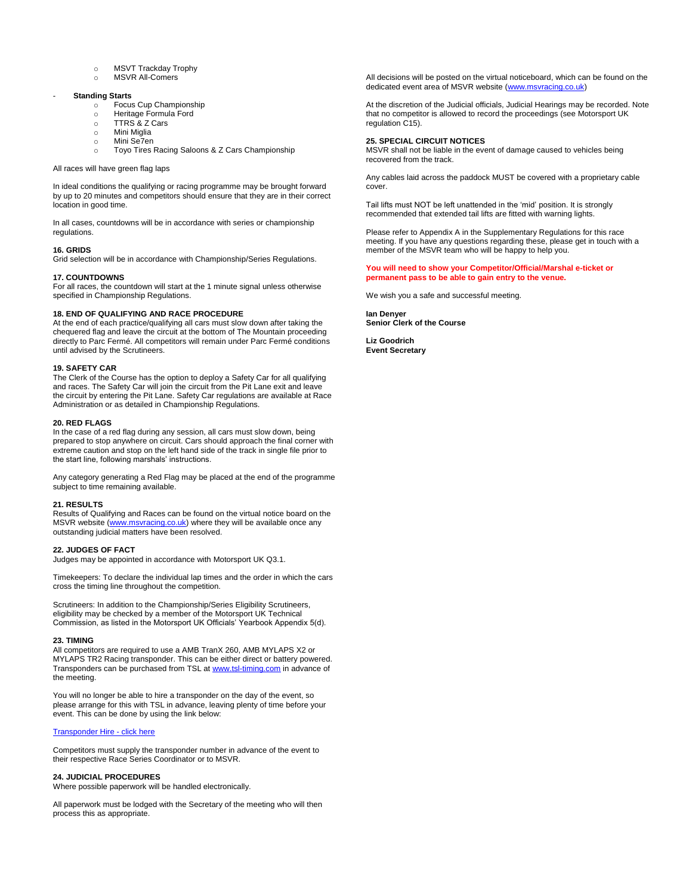- MSVT Trackday Trophy
- MSVR All-Comers

- **Standing Starts**
  - Focus Cup Championship
  - Heritage Formula Ford
  - TTRS & Z Cars
  - Mini Miglia
  - Mini Se7en
  - Toyo Tires Racing Saloons & Z Cars Championship

All races will have green flag laps

In ideal conditions the qualifying or racing programme may be brought forward by up to 20 minutes and competitors should ensure that they are in their correct location in good time.

In all cases, countdowns will be in accordance with series or championship regulations.

**16. GRIDS**
Grid selection will be in accordance with Championship/Series Regulations.

**17. COUNTDOWNS**
For all races, the countdown will start at the 1 minute signal unless otherwise specified in Championship Regulations.

**18. END OF QUALIFYING AND RACE PROCEDURE**
At the end of each practice/qualifying all cars must slow down after taking the chequered flag and leave the circuit at the bottom of The Mountain proceeding directly to Parc Fermé. All competitors will remain under Parc Fermé conditions until advised by the Scrutineers.

**19. SAFETY CAR**
The Clerk of the Course has the option to deploy a Safety Car for all qualifying and races. The Safety Car will join the circuit from the Pit Lane exit and leave the circuit by entering the Pit Lane. Safety Car regulations are available at Race Administration or as detailed in Championship Regulations.

**20. RED FLAGS**
In the case of a red flag during any session, all cars must slow down, being prepared to stop anywhere on circuit. Cars should approach the final corner with extreme caution and stop on the left hand side of the track in single file prior to the start line, following marshals' instructions.

Any category generating a Red Flag may be placed at the end of the programme subject to time remaining available.

**21. RESULTS**
Results of Qualifying and Races can be found on the virtual notice board on the MSVR website (www.msvracing.co.uk) where they will be available once any outstanding judicial matters have been resolved.

**22. JUDGES OF FACT**
Judges may be appointed in accordance with Motorsport UK Q3.1.

Timekeepers: To declare the individual lap times and the order in which the cars cross the timing line throughout the competition.

Scrutineers: In addition to the Championship/Series Eligibility Scrutineers, eligibility may be checked by a member of the Motorsport UK Technical Commission, as listed in the Motorsport UK Officials' Yearbook Appendix 5(d).

**23. TIMING**
All competitors are required to use a AMB TranX 260, AMB MYLAPS X2 or MYLAPS TR2 Racing transponder. This can be either direct or battery powered. Transponders can be purchased from TSL at www.tsl-timing.com in advance of the meeting.

You will no longer be able to hire a transponder on the day of the event, so please arrange for this with TSL in advance, leaving plenty of time before your event. This can be done by using the link below:

Transponder Hire - click here

Competitors must supply the transponder number in advance of the event to their respective Race Series Coordinator or to MSVR.

**24. JUDICIAL PROCEDURES**
Where possible paperwork will be handled electronically.

All paperwork must be lodged with the Secretary of the meeting who will then process this as appropriate.

All decisions will be posted on the virtual noticeboard, which can be found on the dedicated event area of MSVR website (www.msvracing.co.uk)

At the discretion of the Judicial officials, Judicial Hearings may be recorded. Note that no competitor is allowed to record the proceedings (see Motorsport UK regulation C15).

**25. SPECIAL CIRCUIT NOTICES**
MSVR shall not be liable in the event of damage caused to vehicles being recovered from the track.

Any cables laid across the paddock MUST be covered with a proprietary cable cover.

Tail lifts must NOT be left unattended in the 'mid' position. It is strongly recommended that extended tail lifts are fitted with warning lights.

Please refer to Appendix A in the Supplementary Regulations for this race meeting. If you have any questions regarding these, please get in touch with a member of the MSVR team who will be happy to help you.

**You will need to show your Competitor/Official/Marshal e-ticket or permanent pass to be able to gain entry to the venue.**

We wish you a safe and successful meeting.

**Ian Denyer**
**Senior Clerk of the Course**

**Liz Goodrich**
**Event Secretary**